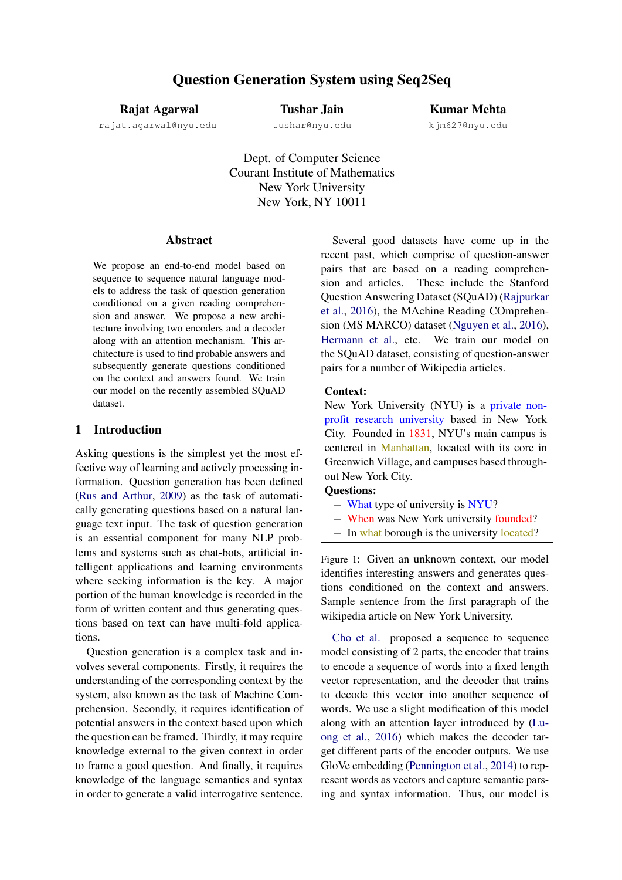# Question Generation System using Seq2Seq

**Rajat Agarwal**
rajat.agarwal@nyu.edu

**Tushar Jain**
tushar@nyu.edu

**Kumar Mehta**
kjm627@nyu.edu

Dept. of Computer Science
Courant Institute of Mathematics
New York University
New York, NY 10011

## Abstract

We propose an end-to-end model based on sequence to sequence natural language models to address the task of question generation conditioned on a given reading comprehension and answer. We propose a new architecture involving two encoders and a decoder along with an attention mechanism. This architecture is used to find probable answers and subsequently generate questions conditioned on the context and answers found. We train our model on the recently assembled SQuAD dataset.

## 1 Introduction

Asking questions is the simplest yet the most effective way of learning and actively processing information. Question generation has been defined (Rus and Arthur, 2009) as the task of automatically generating questions based on a natural language text input. The task of question generation is an essential component for many NLP problems and systems such as chat-bots, artificial intelligent applications and learning environments where seeking information is the key. A major portion of the human knowledge is recorded in the form of written content and thus generating questions based on text can have multi-fold applications.

Question generation is a complex task and involves several components. Firstly, it requires the understanding of the corresponding context by the system, also known as the task of Machine Comprehension. Secondly, it requires identification of potential answers in the context based upon which the question can be framed. Thirdly, it may require knowledge external to the given context in order to frame a good question. And finally, it requires knowledge of the language semantics and syntax in order to generate a valid interrogative sentence.

Several good datasets have come up in the recent past, which comprise of question-answer pairs that are based on a reading comprehension and articles. These include the Stanford Question Answering Dataset (SQuAD) (Rajpurkar et al., 2016), the MAchine Reading COmprehension (MS MARCO) dataset (Nguyen et al., 2016), Hermann et al., etc. We train our model on the SQuAD dataset, consisting of question-answer pairs for a number of Wikipedia articles.

**Context:**
New York University (NYU) is a private non-profit research university based in New York City. Founded in 1831, NYU's main campus is centered in Manhattan, located with its core in Greenwich Village, and campuses based throughout New York City.
**Questions:**
- What type of university is NYU?
- When was New York university founded?
- In what borough is the university located?

Figure 1: Given an unknown context, our model identifies interesting answers and generates questions conditioned on the context and answers. Sample sentence from the first paragraph of the wikipedia article on New York University.

Cho et al. proposed a sequence to sequence model consisting of 2 parts, the encoder that trains to encode a sequence of words into a fixed length vector representation, and the decoder that trains to decode this vector into another sequence of words. We use a slight modification of this model along with an attention layer introduced by (Luong et al., 2016) which makes the decoder target different parts of the encoder outputs. We use GloVe embedding (Pennington et al., 2014) to represent words as vectors and capture semantic parsing and syntax information. Thus, our model is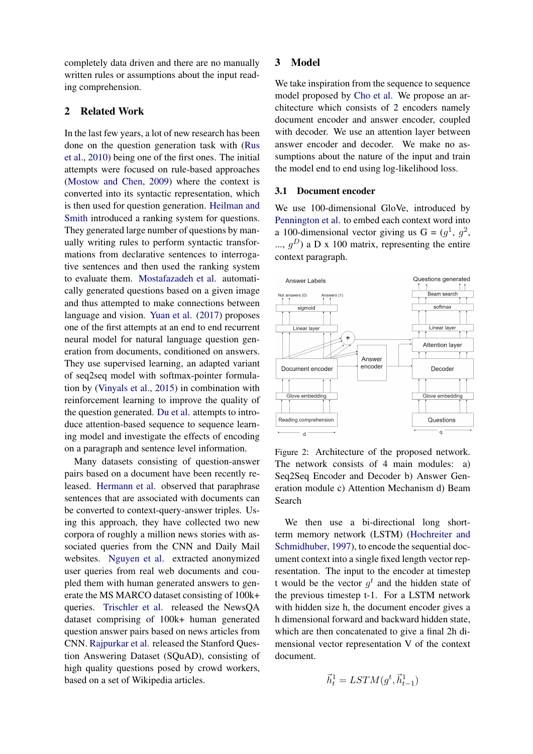completely data driven and there are no manually written rules or assumptions about the input reading comprehension.

## 2 Related Work

In the last few years, a lot of new research has been done on the question generation task with (Rus et al., 2010) being one of the first ones. The initial attempts were focused on rule-based approaches (Mostow and Chen, 2009) where the context is converted into its syntactic representation, which is then used for question generation. Heilman and Smith introduced a ranking system for questions. They generated large number of questions by manually writing rules to perform syntactic transformations from declarative sentences to interrogative sentences and then used the ranking system to evaluate them. Mostafazadeh et al. automatically generated questions based on a given image and thus attempted to make connections between language and vision. Yuan et al. (2017) proposes one of the first attempts at an end to end recurrent neural model for natural language question generation from documents, conditioned on answers. They use supervised learning, an adapted variant of seq2seq model with softmax-pointer formulation by (Vinyals et al., 2015) in combination with reinforcement learning to improve the quality of the question generated. Du et al. attempts to introduce attention-based sequence to sequence learning model and investigate the effects of encoding on a paragraph and sentence level information.

Many datasets consisting of question-answer pairs based on a document have been recently released. Hermann et al. observed that paraphrase sentences that are associated with documents can be converted to context-query-answer triples. Using this approach, they have collected two new corpora of roughly a million news stories with associated queries from the CNN and Daily Mail websites. Nguyen et al. extracted anonymized user queries from real web documents and coupled them with human generated answers to generate the MS MARCO dataset consisting of 100k+ queries. Trischler et al. released the NewsQA dataset comprising of 100k+ human generated question answer pairs based on news articles from CNN. Rajpurkar et al. released the Stanford Question Answering Dataset (SQuAD), consisting of high quality questions posed by crowd workers, based on a set of Wikipedia articles.

## 3 Model

We take inspiration from the sequence to sequence model proposed by Cho et al. We propose an architecture which consists of 2 encoders namely document encoder and answer encoder, coupled with decoder. We use an attention layer between answer encoder and decoder. We make no assumptions about the nature of the input and train the model end to end using log-likelihood loss.

### 3.1 Document encoder

We use 100-dimensional GloVe, introduced by Pennington et al. to embed each context word into a 100-dimensional vector giving us G = ($g^1$, $g^2$, ..., $g^D$) a D x 100 matrix, representing the entire context paragraph.

Figure 2: Architecture of the proposed network. The network consists of 4 main modules: a) Seq2Seq Encoder and Decoder b) Answer Generation module c) Attention Mechanism d) Beam Search

We then use a bi-directional long short-term memory network (LSTM) (Hochreiter and Schmidhuber, 1997), to encode the sequential document context into a single fixed length vector representation. The input to the encoder at timestep t would be the vector $g^t$ and the hidden state of the previous timestep t-1. For a LSTM network with hidden size h, the document encoder gives a h dimensional forward and backward hidden state, which are then concatenated to give a final 2h dimensional vector representation V of the context document.

$$\vec{h}_t^1 = LSTM(g^t, \vec{h}_{t-1}^1)$$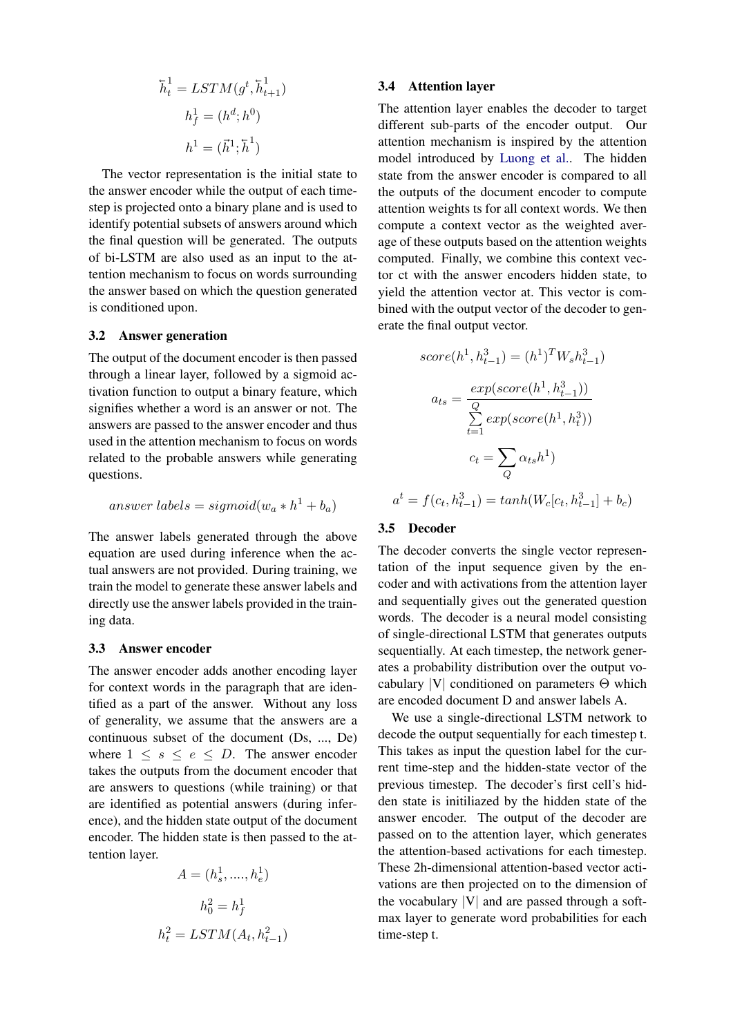$$\overleftarrow{h}^1_t = LSTM(g^t, \overleftarrow{h}^1_{t+1})$$

$$h^1_f = (h^d; h^0)$$

$$h^1 = (\vec{h}^1; \overleftarrow{h}^1)$$

The vector representation is the initial state to the answer encoder while the output of each timestep is projected onto a binary plane and is used to identify potential subsets of answers around which the final question will be generated. The outputs of bi-LSTM are also used as an input to the attention mechanism to focus on words surrounding the answer based on which the question generated is conditioned upon.

### 3.2 Answer generation

The output of the document encoder is then passed through a linear layer, followed by a sigmoid activation function to output a binary feature, which signifies whether a word is an answer or not. The answers are passed to the answer encoder and thus used in the attention mechanism to focus on words related to the probable answers while generating questions.

$$answer\ labels = sigmoid(w_a * h^1 + b_a)$$

The answer labels generated through the above equation are used during inference when the actual answers are not provided. During training, we train the model to generate these answer labels and directly use the answer labels provided in the training data.

### 3.3 Answer encoder

The answer encoder adds another encoding layer for context words in the paragraph that are identified as a part of the answer. Without any loss of generality, we assume that the answers are a continuous subset of the document (Ds, ..., De) where $1 \leq s \leq e \leq D$. The answer encoder takes the outputs from the document encoder that are answers to questions (while training) or that are identified as potential answers (during inference), and the hidden state output of the document encoder. The hidden state is then passed to the attention layer.

$$A = (h^1_s, ...., h^1_e)$$

$$h^2_0 = h^1_f$$

$$h^2_t = LSTM(A_t, h^2_{t-1})$$

### 3.4 Attention layer

The attention layer enables the decoder to target different sub-parts of the encoder output. Our attention mechanism is inspired by the attention model introduced by Luong et al.. The hidden state from the answer encoder is compared to all the outputs of the document encoder to compute attention weights ts for all context words. We then compute a context vector as the weighted average of these outputs based on the attention weights computed. Finally, we combine this context vector ct with the answer encoders hidden state, to yield the attention vector at. This vector is combined with the output vector of the decoder to generate the final output vector.

$$score(h^1, h^3_{t-1}) = (h^1)^T W_s h^3_{t-1})$$

$$a_{ts} = \frac{exp(score(h^1, h^3_{t-1}))}{\sum_{t=1}^{Q} exp(score(h^1, h^3_t))}$$

$$c_t = \sum_{Q} \alpha_{ts} h^1)$$

$$a^t = f(c_t, h^3_{t-1}) = tanh(W_c[c_t, h^3_{t-1}] + b_c)$$

### 3.5 Decoder

The decoder converts the single vector representation of the input sequence given by the encoder and with activations from the attention layer and sequentially gives out the generated question words. The decoder is a neural model consisting of single-directional LSTM that generates outputs sequentially. At each timestep, the network generates a probability distribution over the output vocabulary |V| conditioned on parameters Θ which are encoded document D and answer labels A.

We use a single-directional LSTM network to decode the output sequentially for each timestep t. This takes as input the question label for the current time-step and the hidden-state vector of the previous timestep. The decoder's first cell's hidden state is initiliazed by the hidden state of the answer encoder. The output of the decoder are passed on to the attention layer, which generates the attention-based activations for each timestep. These 2h-dimensional attention-based vector activations are then projected on to the dimension of the vocabulary |V| and are passed through a softmax layer to generate word probabilities for each time-step t.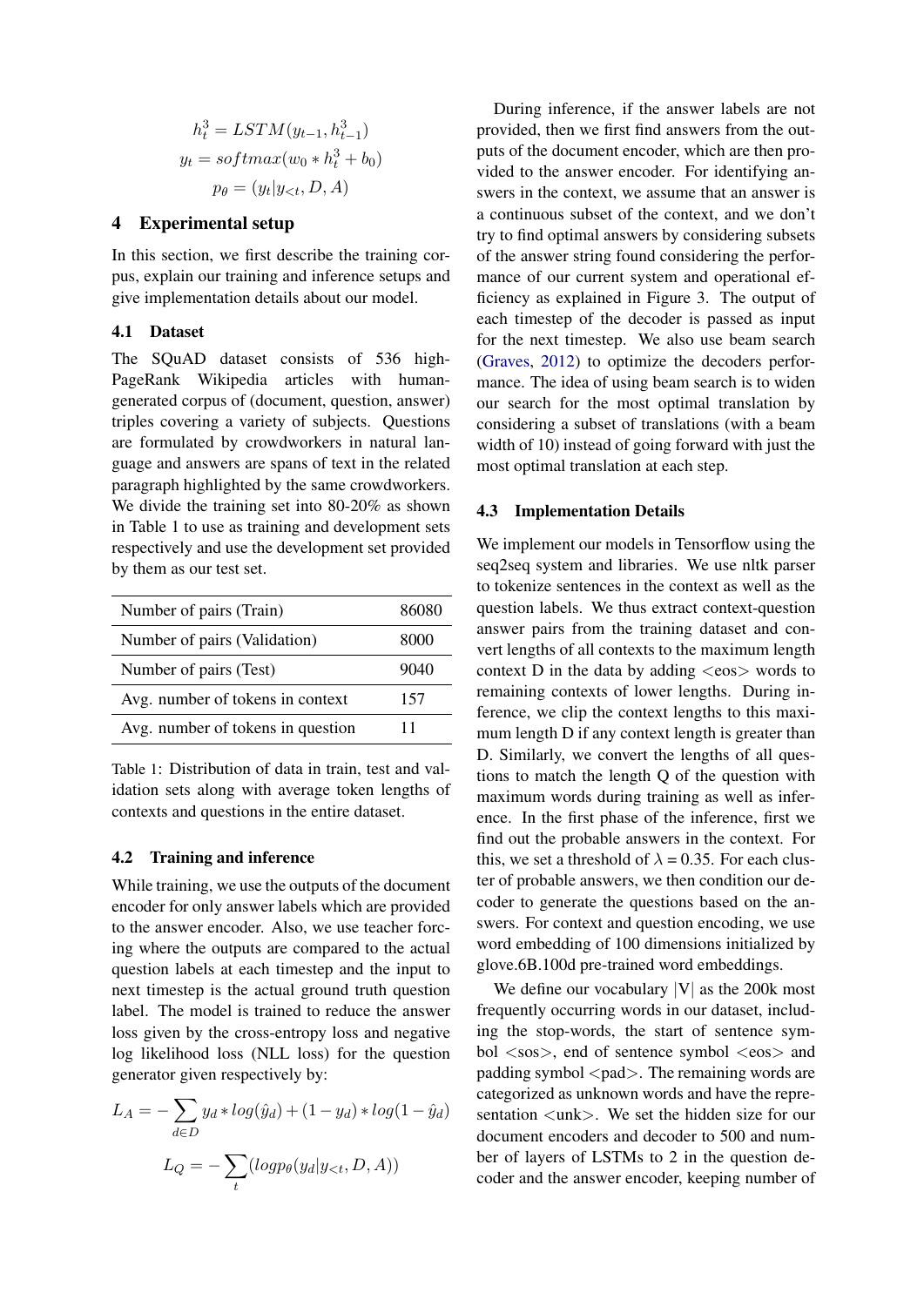$$h_t^3 = LSTM(y_{t-1}, h_{t-1}^3)$$

$$y_t = softmax(w_0 * h_t^3 + b_0)$$

$$p_\theta = (y_t | y_{<t}, D, A)$$

## 4 Experimental setup

In this section, we first describe the training corpus, explain our training and inference setups and give implementation details about our model.

### 4.1 Dataset

The SQuAD dataset consists of 536 high-PageRank Wikipedia articles with human-generated corpus of (document, question, answer) triples covering a variety of subjects. Questions are formulated by crowdworkers in natural language and answers are spans of text in the related paragraph highlighted by the same crowdworkers. We divide the training set into 80-20% as shown in Table 1 to use as training and development sets respectively and use the development set provided by them as our test set.

| | |
|---|---|
| Number of pairs (Train) | 86080 |
| Number of pairs (Validation) | 8000 |
| Number of pairs (Test) | 9040 |
| Avg. number of tokens in context | 157 |
| Avg. number of tokens in question | 11 |

Table 1: Distribution of data in train, test and validation sets along with average token lengths of contexts and questions in the entire dataset.

### 4.2 Training and inference

While training, we use the outputs of the document encoder for only answer labels which are provided to the answer encoder. Also, we use teacher forcing where the outputs are compared to the actual question labels at each timestep and the input to next timestep is the actual ground truth question label. The model is trained to reduce the answer loss given by the cross-entropy loss and negative log likelihood loss (NLL loss) for the question generator given respectively by:

$$L_A = -\sum_{d \in D} y_d * log(\hat{y}_d) + (1 - y_d) * log(1 - \hat{y}_d)$$

$$L_Q = -\sum_t (log p_\theta(y_d | y_{<t}, D, A))$$

During inference, if the answer labels are not provided, then we first find answers from the outputs of the document encoder, which are then provided to the answer encoder. For identifying answers in the context, we assume that an answer is a continuous subset of the context, and we don't try to find optimal answers by considering subsets of the answer string found considering the performance of our current system and operational efficiency as explained in Figure 3. The output of each timestep of the decoder is passed as input for the next timestep. We also use beam search (Graves, 2012) to optimize the decoders performance. The idea of using beam search is to widen our search for the most optimal translation by considering a subset of translations (with a beam width of 10) instead of going forward with just the most optimal translation at each step.

### 4.3 Implementation Details

We implement our models in Tensorflow using the seq2seq system and libraries. We use nltk parser to tokenize sentences in the context as well as the question labels. We thus extract context-question answer pairs from the training dataset and convert lengths of all contexts to the maximum length context D in the data by adding <eos> words to remaining contexts of lower lengths. During inference, we clip the context lengths to this maximum length D if any context length is greater than D. Similarly, we convert the lengths of all questions to match the length Q of the question with maximum words during training as well as inference. In the first phase of the inference, first we find out the probable answers in the context. For this, we set a threshold of $\lambda = 0.35$. For each cluster of probable answers, we then condition our decoder to generate the questions based on the answers. For context and question encoding, we use word embedding of 100 dimensions initialized by glove.6B.100d pre-trained word embeddings.

We define our vocabulary |V| as the 200k most frequently occurring words in our dataset, including the stop-words, the start of sentence symbol <sos>, end of sentence symbol <eos> and padding symbol <pad>. The remaining words are categorized as unknown words and have the representation <unk>. We set the hidden size for our document encoders and decoder to 500 and number of layers of LSTMs to 2 in the question decoder and the answer encoder, keeping number of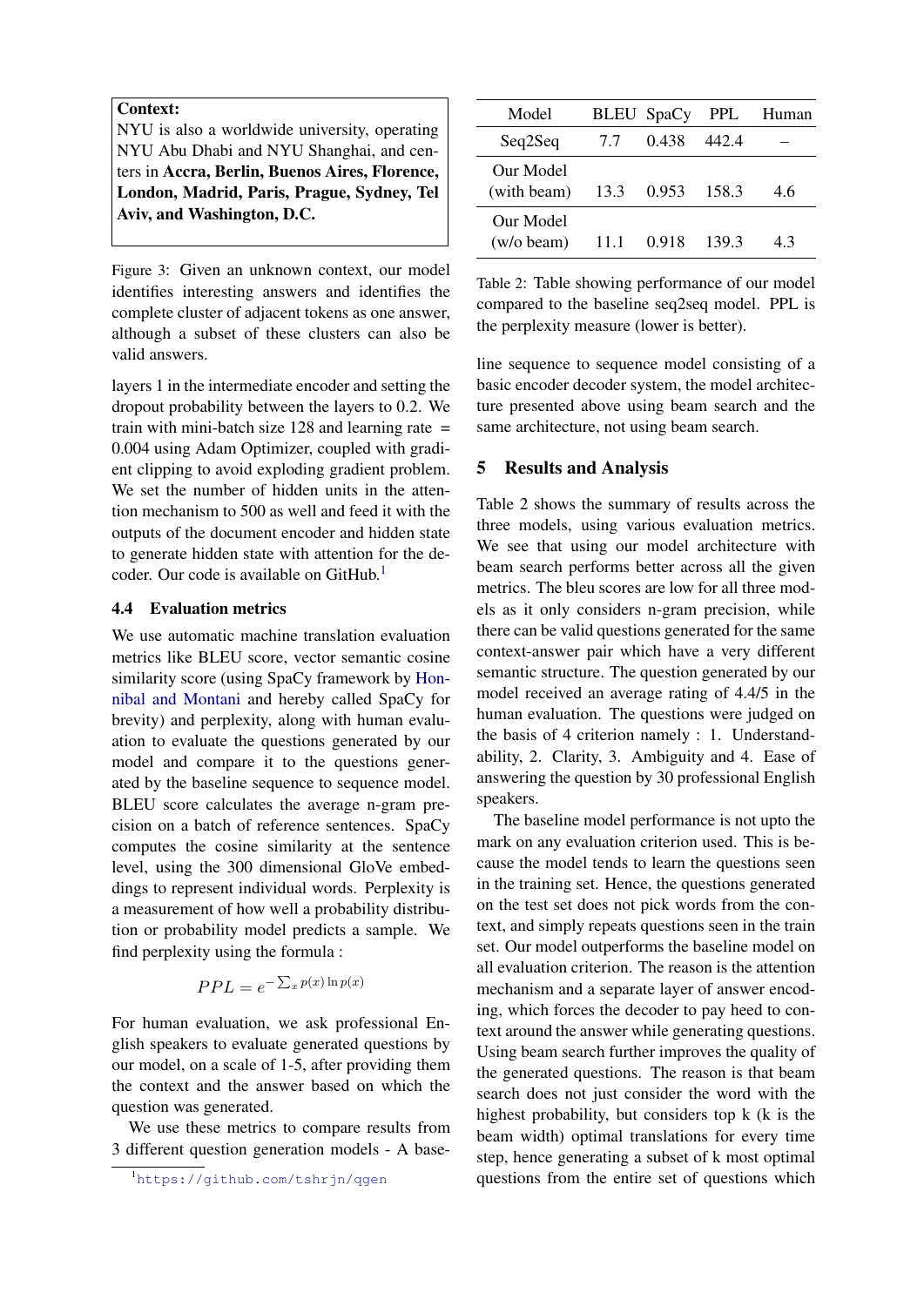**Context:**
NYU is also a worldwide university, operating NYU Abu Dhabi and NYU Shanghai, and centers in **Accra, Berlin, Buenos Aires, Florence, London, Madrid, Paris, Prague, Sydney, Tel Aviv, and Washington, D.C.**

Figure 3: Given an unknown context, our model identifies interesting answers and identifies the complete cluster of adjacent tokens as one answer, although a subset of these clusters can also be valid answers.

layers 1 in the intermediate encoder and setting the dropout probability between the layers to 0.2. We train with mini-batch size 128 and learning rate = 0.004 using Adam Optimizer, coupled with gradient clipping to avoid exploding gradient problem. We set the number of hidden units in the attention mechanism to 500 as well and feed it with the outputs of the document encoder and hidden state to generate hidden state with attention for the decoder. Our code is available on GitHub.[1]

### 4.4 Evaluation metrics

We use automatic machine translation evaluation metrics like BLEU score, vector semantic cosine similarity score (using SpaCy framework by Honnibal and Montani and hereby called SpaCy for brevity) and perplexity, along with human evaluation to evaluate the questions generated by our model and compare it to the questions generated by the baseline sequence to sequence model. BLEU score calculates the average n-gram precision on a batch of reference sentences. SpaCy computes the cosine similarity at the sentence level, using the 300 dimensional GloVe embeddings to represent individual words. Perplexity is a measurement of how well a probability distribution or probability model predicts a sample. We find perplexity using the formula :

$$PPL = e^{-\sum_x p(x) \ln p(x)}$$

For human evaluation, we ask professional English speakers to evaluate generated questions by our model, on a scale of 1-5, after providing them the context and the answer based on which the question was generated.

We use these metrics to compare results from 3 different question generation models - A baseline sequence to sequence model consisting of a basic encoder decoder system, the model architecture presented above using beam search and the same architecture, not using beam search.

[1] https://github.com/tshrjn/qgen

| Model | BLEU | SpaCy | PPL | Human |
|---|---|---|---|---|
| Seq2Seq | 7.7 | 0.438 | 442.4 | – |
| Our Model (with beam) | 13.3 | 0.953 | 158.3 | 4.6 |
| Our Model (w/o beam) | 11.1 | 0.918 | 139.3 | 4.3 |

Table 2: Table showing performance of our model compared to the baseline seq2seq model. PPL is the perplexity measure (lower is better).

## 5 Results and Analysis

Table 2 shows the summary of results across the three models, using various evaluation metrics. We see that using our model architecture with beam search performs better across all the given metrics. The bleu scores are low for all three models as it only considers n-gram precision, while there can be valid questions generated for the same context-answer pair which have a very different semantic structure. The question generated by our model received an average rating of 4.4/5 in the human evaluation. The questions were judged on the basis of 4 criterion namely : 1. Understandability, 2. Clarity, 3. Ambiguity and 4. Ease of answering the question by 30 professional English speakers.

The baseline model performance is not upto the mark on any evaluation criterion used. This is because the model tends to learn the questions seen in the training set. Hence, the questions generated on the test set does not pick words from the context, and simply repeats questions seen in the train set. Our model outperforms the baseline model on all evaluation criterion. The reason is the attention mechanism and a separate layer of answer encoding, which forces the decoder to pay heed to context around the answer while generating questions. Using beam search further improves the quality of the generated questions. The reason is that beam search does not just consider the word with the highest probability, but considers top k (k is the beam width) optimal translations for every time step, hence generating a subset of k most optimal questions from the entire set of questions which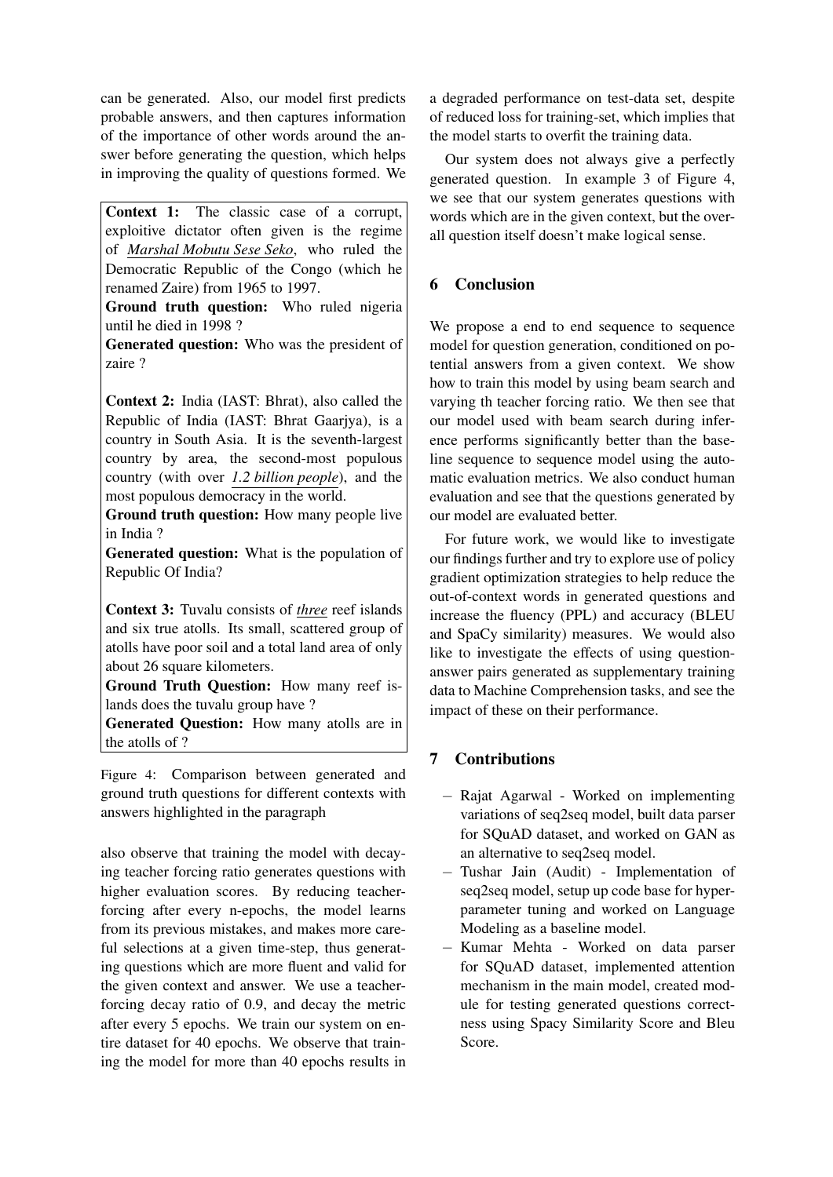can be generated. Also, our model first predicts probable answers, and then captures information of the importance of other words around the answer before generating the question, which helps in improving the quality of questions formed. We also observe that training the model with decaying teacher forcing ratio generates questions with higher evaluation scores. By reducing teacher-forcing after every n-epochs, the model learns from its previous mistakes, and makes more careful selections at a given time-step, thus generating questions which are more fluent and valid for the given context and answer. We use a teacher-forcing decay ratio of 0.9, and decay the metric after every 5 epochs. We train our system on entire dataset for 40 epochs. We observe that training the model for more than 40 epochs results in a degraded performance on test-data set, despite of reduced loss for training-set, which implies that the model starts to overfit the training data.

> **Context 1:** The classic case of a corrupt, exploitive dictator often given is the regime of *Marshal Mobutu Sese Seko*, who ruled the Democratic Republic of the Congo (which he renamed Zaire) from 1965 to 1997.
> **Ground truth question:** Who ruled nigeria until he died in 1998 ?
> **Generated question:** Who was the president of zaire ?
>
> **Context 2:** India (IAST: Bhrat), also called the Republic of India (IAST: Bhrat Gaarjya), is a country in South Asia. It is the seventh-largest country by area, the second-most populous country (with over *1.2 billion people*), and the most populous democracy in the world.
> **Ground truth question:** How many people live in India ?
> **Generated question:** What is the population of Republic Of India?
>
> **Context 3:** Tuvalu consists of *three* reef islands and six true atolls. Its small, scattered group of atolls have poor soil and a total land area of only about 26 square kilometers.
> **Ground Truth Question:** How many reef islands does the tuvalu group have ?
> **Generated Question:** How many atolls are in the atolls of ?

Figure 4: Comparison between generated and ground truth questions for different contexts with answers highlighted in the paragraph

Our system does not always give a perfectly generated question. In example 3 of Figure 4, we see that our system generates questions with words which are in the given context, but the overall question itself doesn't make logical sense.

## 6 Conclusion

We propose a end to end sequence to sequence model for question generation, conditioned on potential answers from a given context. We show how to train this model by using beam search and varying th teacher forcing ratio. We then see that our model used with beam search during inference performs significantly better than the baseline sequence to sequence model using the automatic evaluation metrics. We also conduct human evaluation and see that the questions generated by our model are evaluated better.

For future work, we would like to investigate our findings further and try to explore use of policy gradient optimization strategies to help reduce the out-of-context words in generated questions and increase the fluency (PPL) and accuracy (BLEU and SpaCy similarity) measures. We would also like to investigate the effects of using question-answer pairs generated as supplementary training data to Machine Comprehension tasks, and see the impact of these on their performance.

## 7 Contributions

- Rajat Agarwal - Worked on implementing variations of seq2seq model, built data parser for SQuAD dataset, and worked on GAN as an alternative to seq2seq model.
- Tushar Jain (Audit) - Implementation of seq2seq model, setup up code base for hyperparameter tuning and worked on Language Modeling as a baseline model.
- Kumar Mehta - Worked on data parser for SQuAD dataset, implemented attention mechanism in the main model, created module for testing generated questions correctness using Spacy Similarity Score and Bleu Score.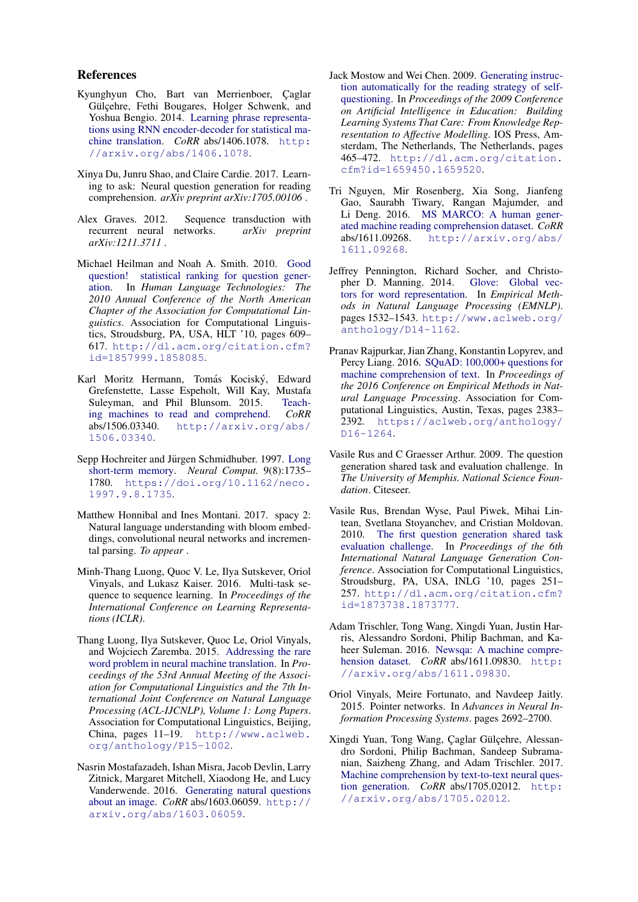## References

Kyunghyun Cho, Bart van Merrienboer, Çaglar Gülçehre, Fethi Bougares, Holger Schwenk, and Yoshua Bengio. 2014. Learning phrase representations using RNN encoder-decoder for statistical machine translation. *CoRR* abs/1406.1078. http://arxiv.org/abs/1406.1078.

Xinya Du, Junru Shao, and Claire Cardie. 2017. Learning to ask: Neural question generation for reading comprehension. *arXiv preprint arXiv:1705.00106* .

Alex Graves. 2012. Sequence transduction with recurrent neural networks. *arXiv preprint arXiv:1211.3711* .

Michael Heilman and Noah A. Smith. 2010. Good question! statistical ranking for question generation. In *Human Language Technologies: The 2010 Annual Conference of the North American Chapter of the Association for Computational Linguistics*. Association for Computational Linguistics, Stroudsburg, PA, USA, HLT '10, pages 609–617. http://dl.acm.org/citation.cfm?id=1857999.1858085.

Karl Moritz Hermann, Tomás Kociský, Edward Grefenstette, Lasse Espeholt, Will Kay, Mustafa Suleyman, and Phil Blunsom. 2015. Teaching machines to read and comprehend. *CoRR* abs/1506.03340. http://arxiv.org/abs/1506.03340.

Sepp Hochreiter and Jürgen Schmidhuber. 1997. Long short-term memory. *Neural Comput.* 9(8):1735–1780. https://doi.org/10.1162/neco.1997.9.8.1735.

Matthew Honnibal and Ines Montani. 2017. spacy 2: Natural language understanding with bloom embeddings, convolutional neural networks and incremental parsing. *To appear* .

Minh-Thang Luong, Quoc V. Le, Ilya Sutskever, Oriol Vinyals, and Lukasz Kaiser. 2016. Multi-task sequence to sequence learning. In *Proceedings of the International Conference on Learning Representations (ICLR)*.

Thang Luong, Ilya Sutskever, Quoc Le, Oriol Vinyals, and Wojciech Zaremba. 2015. Addressing the rare word problem in neural machine translation. In *Proceedings of the 53rd Annual Meeting of the Association for Computational Linguistics and the 7th International Joint Conference on Natural Language Processing (ACL-IJCNLP), Volume 1: Long Papers*. Association for Computational Linguistics, Beijing, China, pages 11–19. http://www.aclweb.org/anthology/P15-1002.

Nasrin Mostafazadeh, Ishan Misra, Jacob Devlin, Larry Zitnick, Margaret Mitchell, Xiaodong He, and Lucy Vanderwende. 2016. Generating natural questions about an image. *CoRR* abs/1603.06059. http://arxiv.org/abs/1603.06059.

Jack Mostow and Wei Chen. 2009. Generating instruction automatically for the reading strategy of self-questioning. In *Proceedings of the 2009 Conference on Artificial Intelligence in Education: Building Learning Systems That Care: From Knowledge Representation to Affective Modelling*. IOS Press, Amsterdam, The Netherlands, The Netherlands, pages 465–472. http://dl.acm.org/citation.cfm?id=1659450.1659520.

Tri Nguyen, Mir Rosenberg, Xia Song, Jianfeng Gao, Saurabh Tiwary, Rangan Majumder, and Li Deng. 2016. MS MARCO: A human generated machine reading comprehension dataset. *CoRR* abs/1611.09268. http://arxiv.org/abs/1611.09268.

Jeffrey Pennington, Richard Socher, and Christopher D. Manning. 2014. Glove: Global vectors for word representation. In *Empirical Methods in Natural Language Processing (EMNLP)*. pages 1532–1543. http://www.aclweb.org/anthology/D14-1162.

Pranav Rajpurkar, Jian Zhang, Konstantin Lopyrev, and Percy Liang. 2016. SQuAD: 100,000+ questions for machine comprehension of text. In *Proceedings of the 2016 Conference on Empirical Methods in Natural Language Processing*. Association for Computational Linguistics, Austin, Texas, pages 2383–2392. https://aclweb.org/anthology/D16-1264.

Vasile Rus and C Graesser Arthur. 2009. The question generation shared task and evaluation challenge. In *The University of Memphis. National Science Foundation*. Citeseer.

Vasile Rus, Brendan Wyse, Paul Piwek, Mihai Lintean, Svetlana Stoyanchev, and Cristian Moldovan. 2010. The first question generation shared task evaluation challenge. In *Proceedings of the 6th International Natural Language Generation Conference*. Association for Computational Linguistics, Stroudsburg, PA, USA, INLG '10, pages 251–257. http://dl.acm.org/citation.cfm?id=1873738.1873777.

Adam Trischler, Tong Wang, Xingdi Yuan, Justin Harris, Alessandro Sordoni, Philip Bachman, and Kaheer Suleman. 2016. Newsqa: A machine comprehension dataset. *CoRR* abs/1611.09830. http://arxiv.org/abs/1611.09830.

Oriol Vinyals, Meire Fortunato, and Navdeep Jaitly. 2015. Pointer networks. In *Advances in Neural Information Processing Systems*. pages 2692–2700.

Xingdi Yuan, Tong Wang, Çaglar Gülçehre, Alessandro Sordoni, Philip Bachman, Sandeep Subramanian, Saizheng Zhang, and Adam Trischler. 2017. Machine comprehension by text-to-text neural question generation. *CoRR* abs/1705.02012. http://arxiv.org/abs/1705.02012.